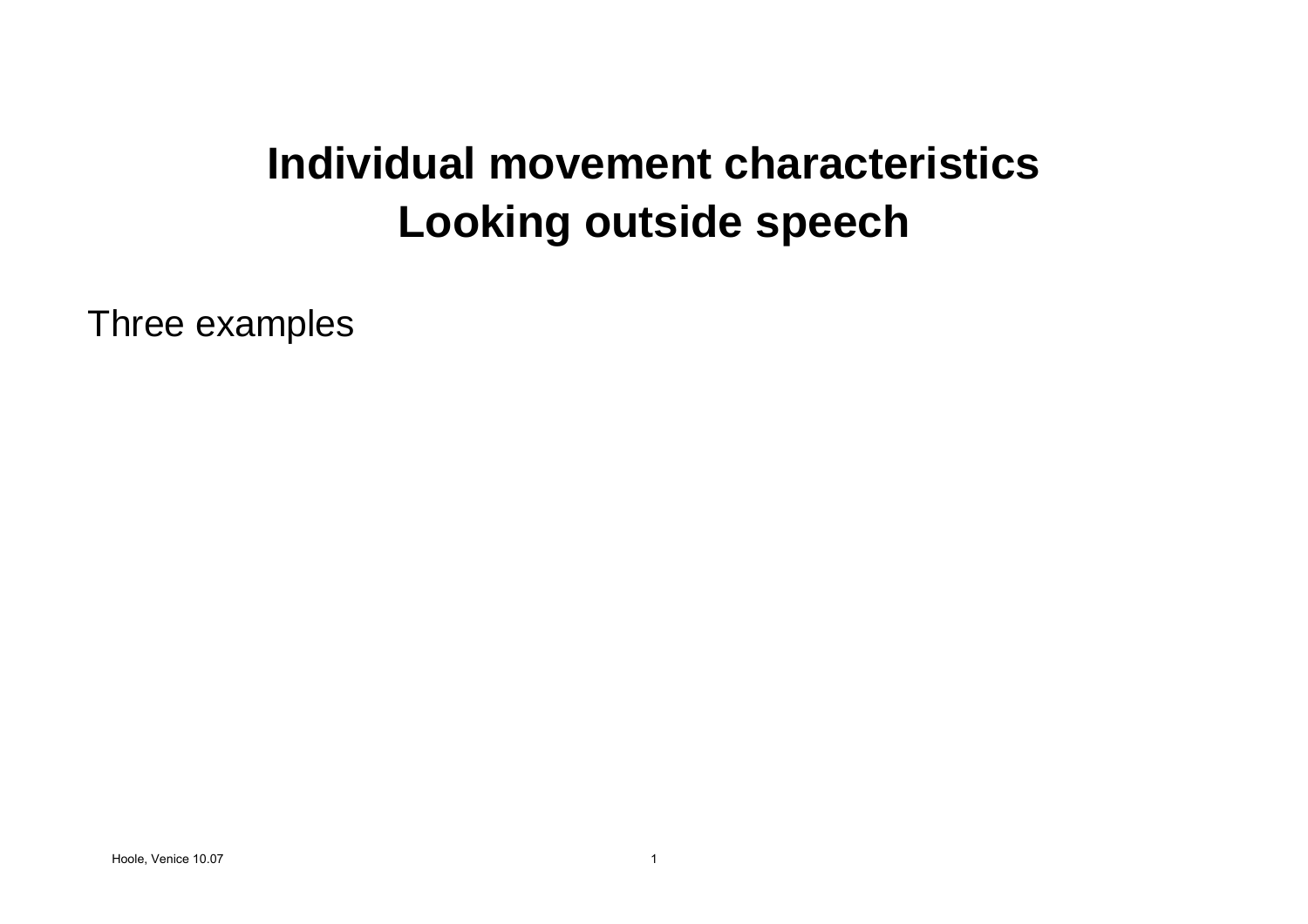# Individual movement characteristics
# Looking outside speech

Three examples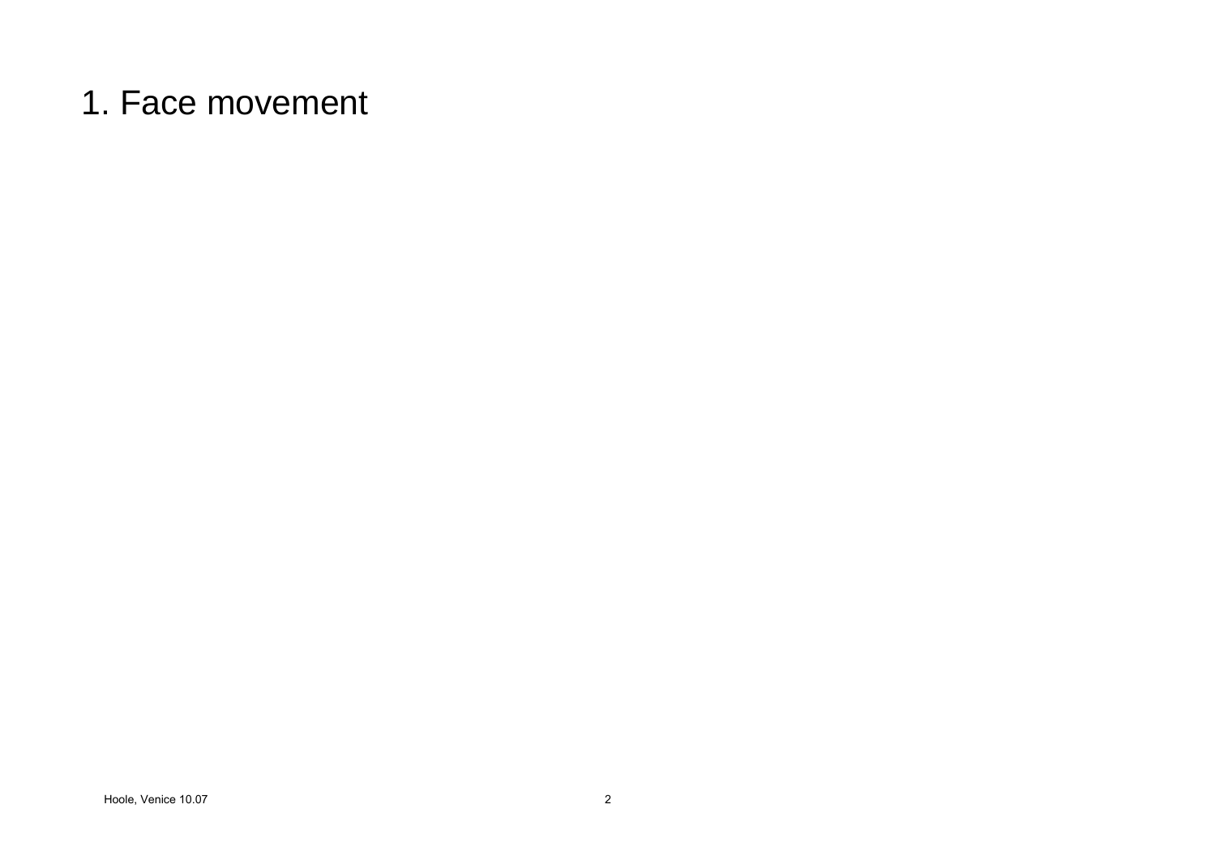# 1. Face movement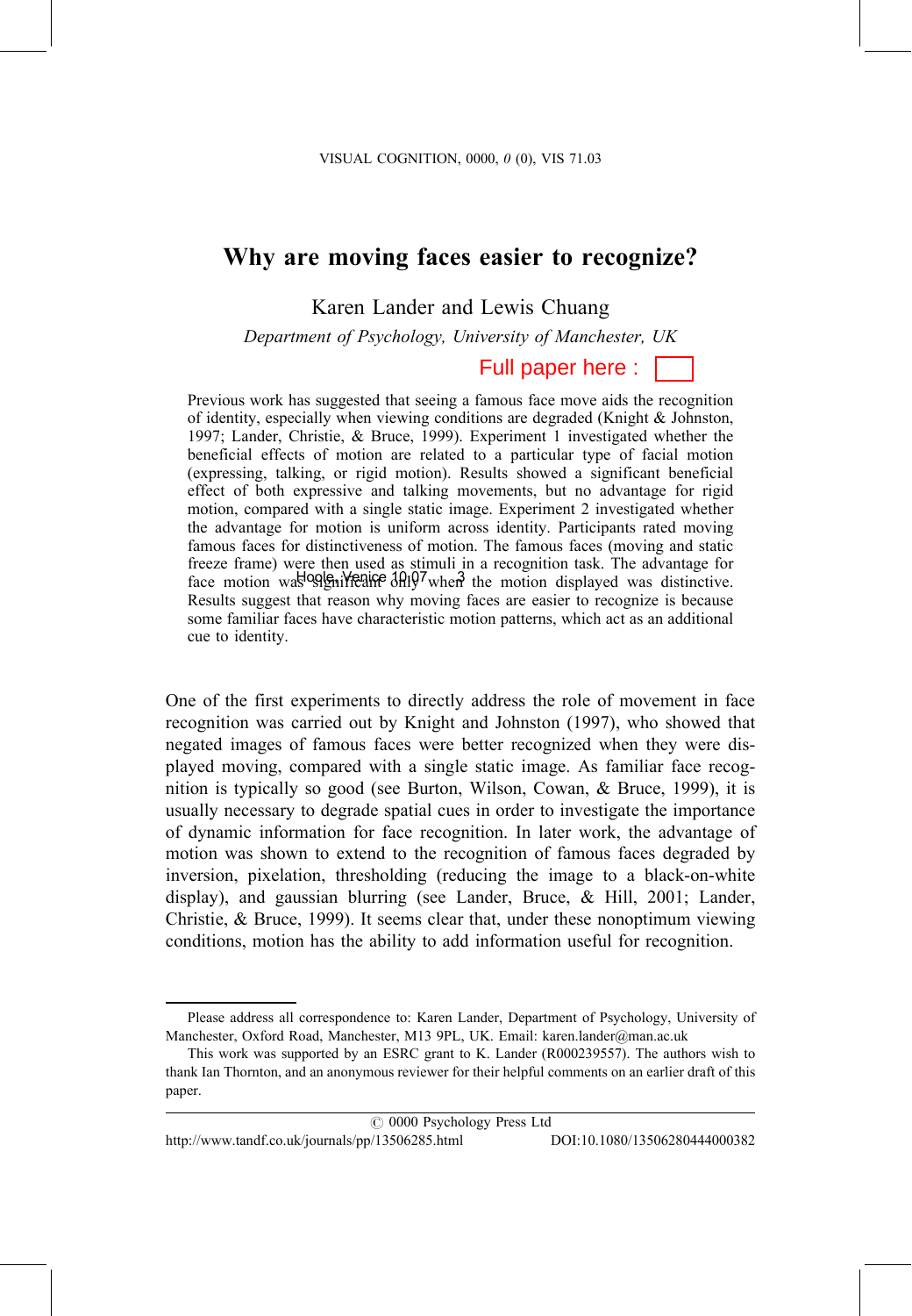# Why are moving faces easier to recognize?

Karen Lander and Lewis Chuang

*Department of Psychology, University of Manchester, UK*

Full paper here :

Previous work has suggested that seeing a famous face move aids the recognition of identity, especially when viewing conditions are degraded (Knight & Johnston, 1997; Lander, Christie, & Bruce, 1999). Experiment 1 investigated whether the beneficial effects of motion are related to a particular type of facial motion (expressing, talking, or rigid motion). Results showed a significant beneficial effect of both expressive and talking movements, but no advantage for rigid motion, compared with a single static image. Experiment 2 investigated whether the advantage for motion is uniform across identity. Participants rated moving famous faces for distinctiveness of motion. The famous faces (moving and static freeze frame) were then used as stimuli in a recognition task. The advantage for face motion was significant only when the motion displayed was distinctive. Results suggest that reason why moving faces are easier to recognize is because some familiar faces have characteristic motion patterns, which act as an additional cue to identity.

One of the first experiments to directly address the role of movement in face recognition was carried out by Knight and Johnston (1997), who showed that negated images of famous faces were better recognized when they were displayed moving, compared with a single static image. As familiar face recognition is typically so good (see Burton, Wilson, Cowan, & Bruce, 1999), it is usually necessary to degrade spatial cues in order to investigate the importance of dynamic information for face recognition. In later work, the advantage of motion was shown to extend to the recognition of famous faces degraded by inversion, pixelation, thresholding (reducing the image to a black-on-white display), and gaussian blurring (see Lander, Bruce, & Hill, 2001; Lander, Christie, & Bruce, 1999). It seems clear that, under these nonoptimum viewing conditions, motion has the ability to add information useful for recognition.

---

Please address all correspondence to: Karen Lander, Department of Psychology, University of Manchester, Oxford Road, Manchester, M13 9PL, UK. Email: karen.lander@man.ac.uk

This work was supported by an ESRC grant to K. Lander (R000239557). The authors wish to thank Ian Thornton, and an anonymous reviewer for their helpful comments on an earlier draft of this paper.

© 0000 Psychology Press Ltd

http://www.tandf.co.uk/journals/pp/13506285.html DOI:10.1080/13506280444000382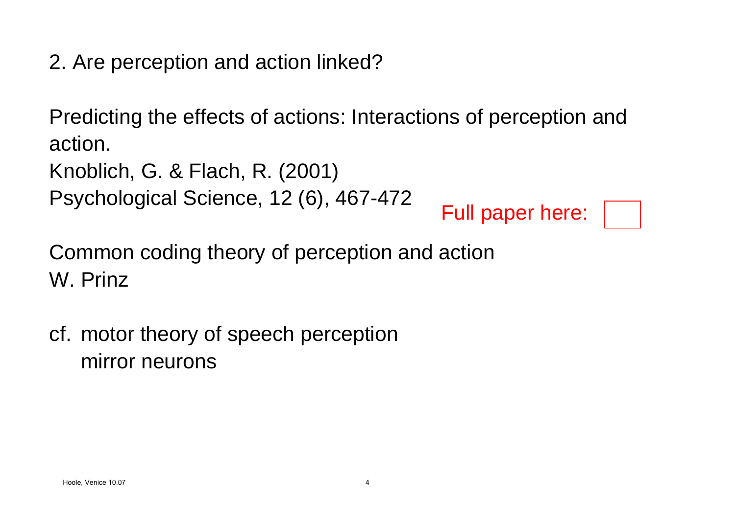## 2. Are perception and action linked?

Predicting the effects of actions: Interactions of perception and action.
Knoblich, G. & Flach, R. (2001)
Psychological Science, 12 (6), 467-472

Full paper here:

Common coding theory of perception and action
W. Prinz

cf. motor theory of speech perception
  mirror neurons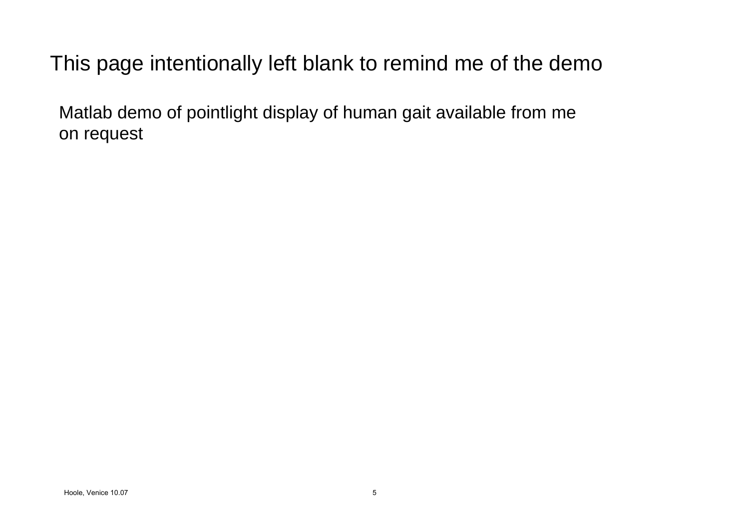# This page intentionally left blank to remind me of the demo

Matlab demo of pointlight display of human gait available from me on request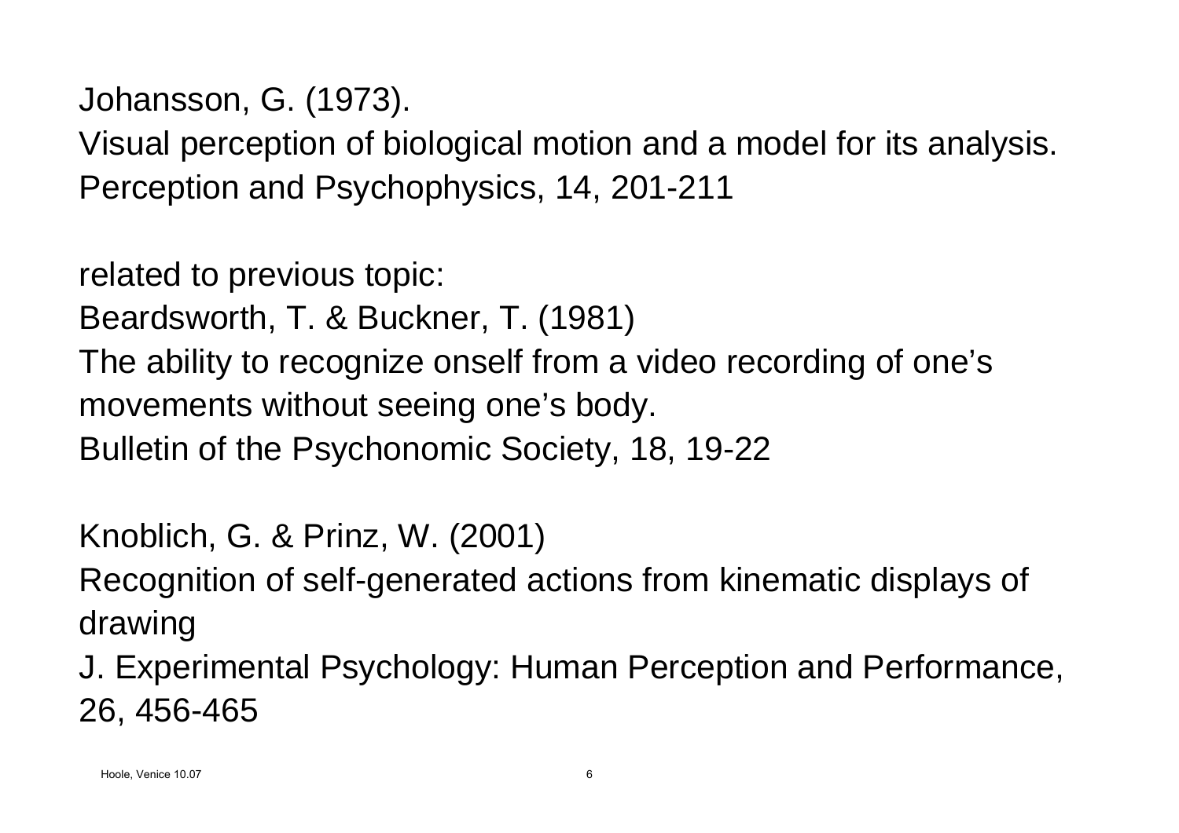Johansson, G. (1973).
Visual perception of biological motion and a model for its analysis.
Perception and Psychophysics, 14, 201-211

related to previous topic:
Beardsworth, T. & Buckner, T. (1981)
The ability to recognize onself from a video recording of one's movements without seeing one's body.
Bulletin of the Psychonomic Society, 18, 19-22

Knoblich, G. & Prinz, W. (2001)
Recognition of self-generated actions from kinematic displays of drawing
J. Experimental Psychology: Human Perception and Performance, 26, 456-465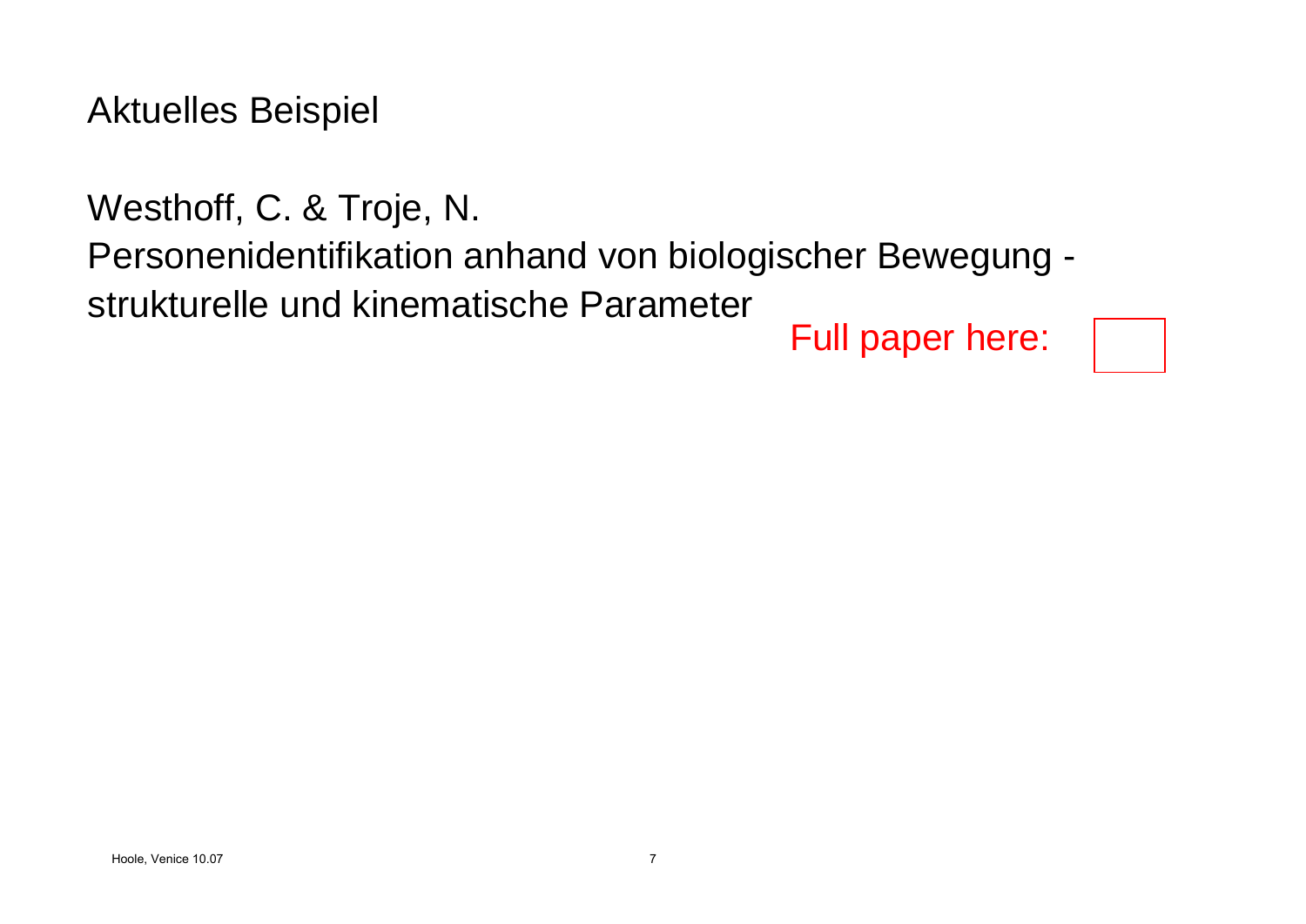Aktuelles Beispiel

Westhoff, C. & Troje, N.
Personenidentifikation anhand von biologischer Bewegung - strukturelle und kinematische Parameter

Full paper here: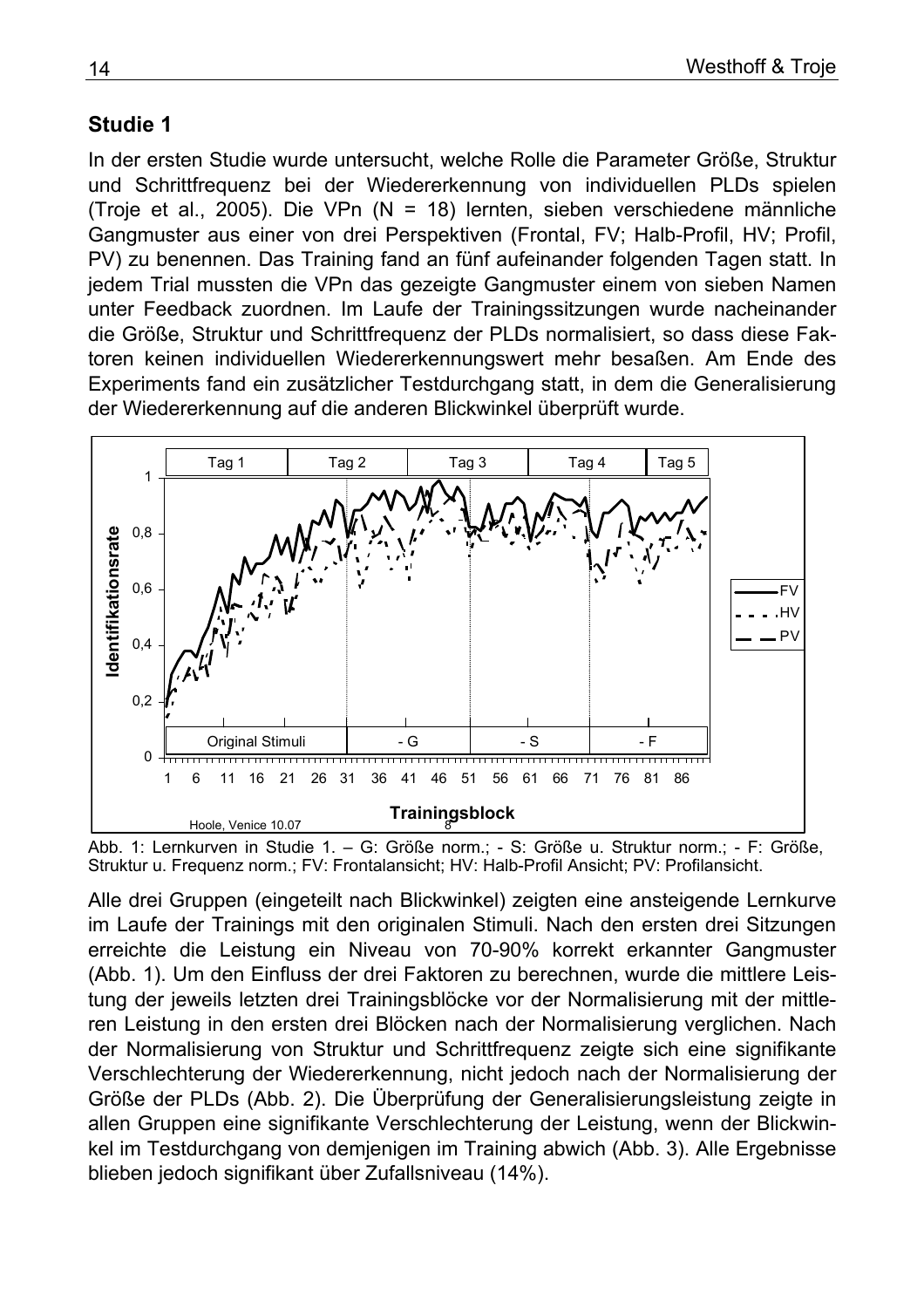## Studie 1

In der ersten Studie wurde untersucht, welche Rolle die Parameter Größe, Struktur und Schrittfrequenz bei der Wiedererkennung von individuellen PLDs spielen (Troje et al., 2005). Die VPn (N = 18) lernten, sieben verschiedene männliche Gangmuster aus einer von drei Perspektiven (Frontal, FV; Halb-Profil, HV; Profil, PV) zu benennen. Das Training fand an fünf aufeinander folgenden Tagen statt. In jedem Trial mussten die VPn das gezeigte Gangmuster einem von sieben Namen unter Feedback zuordnen. Im Laufe der Trainingssitzungen wurde nacheinander die Größe, Struktur und Schrittfrequenz der PLDs normalisiert, so dass diese Faktoren keinen individuellen Wiedererkennungswert mehr besaßen. Am Ende des Experiments fand ein zusätzlicher Testdurchgang statt, in dem die Generalisierung der Wiedererkennung auf die anderen Blickwinkel überprüft wurde.

Tag 1 | Tag 2 | Tag 3 | Tag 4 | Tag 5

Identifikationsrate

1
0,8
0,6
0,4
0,2
0

Original Stimuli | - G | - S | - F

1 6 11 16 21 26 31 36 41 46 51 56 61 66 71 76 81 86

Trainingsblock

FV
HV
PV

Hoole, Venice 10.07

Abb. 1: Lernkurven in Studie 1. – G: Größe norm.; - S: Größe u. Struktur norm.; - F: Größe, Struktur u. Frequenz norm.; FV: Frontalansicht; HV: Halb-Profil Ansicht; PV: Profilansicht.

Alle drei Gruppen (eingeteilt nach Blickwinkel) zeigten eine ansteigende Lernkurve im Laufe der Trainings mit den originalen Stimuli. Nach den ersten drei Sitzungen erreichte die Leistung ein Niveau von 70-90% korrekt erkannter Gangmuster (Abb. 1). Um den Einfluss der drei Faktoren zu berechnen, wurde die mittlere Leistung der jeweils letzten drei Trainingsblöcke vor der Normalisierung mit der mittleren Leistung in den ersten drei Blöcken nach der Normalisierung verglichen. Nach der Normalisierung von Struktur und Schrittfrequenz zeigte sich eine signifikante Verschlechterung der Wiedererkennung, nicht jedoch nach der Normalisierung der Größe der PLDs (Abb. 2). Die Überprüfung der Generalisierungsleistung zeigte in allen Gruppen eine signifikante Verschlechterung der Leistung, wenn der Blickwinkel im Testdurchgang von demjenigen im Training abwich (Abb. 3). Alle Ergebnisse blieben jedoch signifikant über Zufallsniveau (14%).